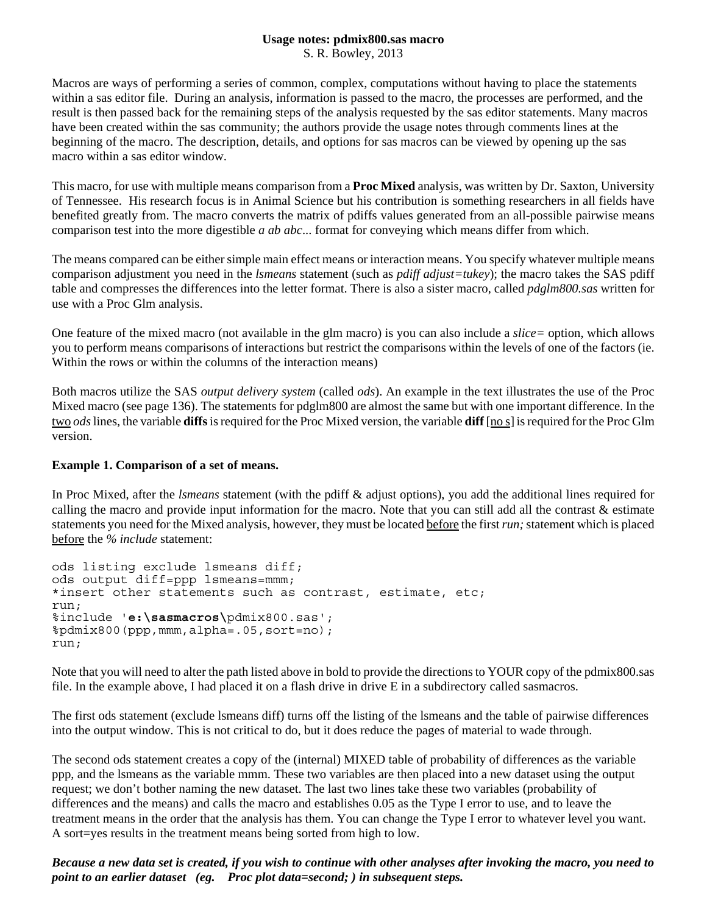**Usage notes: pdmix800.sas macro**
S. R. Bowley, 2013

Macros are ways of performing a series of common, complex, computations without having to place the statements within a sas editor file. During an analysis, information is passed to the macro, the processes are performed, and the result is then passed back for the remaining steps of the analysis requested by the sas editor statements. Many macros have been created within the sas community; the authors provide the usage notes through comments lines at the beginning of the macro. The description, details, and options for sas macros can be viewed by opening up the sas macro within a sas editor window.

This macro, for use with multiple means comparison from a **Proc Mixed** analysis, was written by Dr. Saxton, University of Tennessee. His research focus is in Animal Science but his contribution is something researchers in all fields have benefited greatly from. The macro converts the matrix of pdiffs values generated from an all-possible pairwise means comparison test into the more digestible *a ab abc*... format for conveying which means differ from which.

The means compared can be either simple main effect means or interaction means. You specify whatever multiple means comparison adjustment you need in the *lsmeans* statement (such as *pdiff adjust=tukey*); the macro takes the SAS pdiff table and compresses the differences into the letter format. There is also a sister macro, called *pdglm800.sas* written for use with a Proc Glm analysis.

One feature of the mixed macro (not available in the glm macro) is you can also include a *slice=* option, which allows you to perform means comparisons of interactions but restrict the comparisons within the levels of one of the factors (ie. Within the rows or within the columns of the interaction means)

Both macros utilize the SAS *output delivery system* (called *ods*). An example in the text illustrates the use of the Proc Mixed macro (see page 136). The statements for pdglm800 are almost the same but with one important difference. In the <u>two</u> *ods* lines, the variable **diffs** is required for the Proc Mixed version, the variable **diff** [<u>no s</u>] is required for the Proc Glm version.

**Example 1. Comparison of a set of means.**

In Proc Mixed, after the *lsmeans* statement (with the pdiff & adjust options), you add the additional lines required for calling the macro and provide input information for the macro. Note that you can still add all the contrast & estimate statements you need for the Mixed analysis, however, they must be located <u>before</u> the first *run;* statement which is placed <u>before</u> the *% include* statement:

```
ods listing exclude lsmeans diff;
ods output diff=ppp lsmeans=mmm;
*insert other statements such as contrast, estimate, etc;
run;
%include 'e:\sasmacros\pdmix800.sas';
%pdmix800(ppp,mmm,alpha=.05,sort=no);
run;
```

Note that you will need to alter the path listed above in bold to provide the directions to YOUR copy of the pdmix800.sas file. In the example above, I had placed it on a flash drive in drive E in a subdirectory called sasmacros.

The first ods statement (exclude lsmeans diff) turns off the listing of the lsmeans and the table of pairwise differences into the output window. This is not critical to do, but it does reduce the pages of material to wade through.

The second ods statement creates a copy of the (internal) MIXED table of probability of differences as the variable ppp, and the lsmeans as the variable mmm. These two variables are then placed into a new dataset using the output request; we don't bother naming the new dataset. The last two lines take these two variables (probability of differences and the means) and calls the macro and establishes 0.05 as the Type I error to use, and to leave the treatment means in the order that the analysis has them. You can change the Type I error to whatever level you want. A sort=yes results in the treatment means being sorted from high to low.

***Because a new data set is created, if you wish to continue with other analyses after invoking the macro, you need to point to an earlier dataset (eg. Proc plot data=second; ) in subsequent steps.***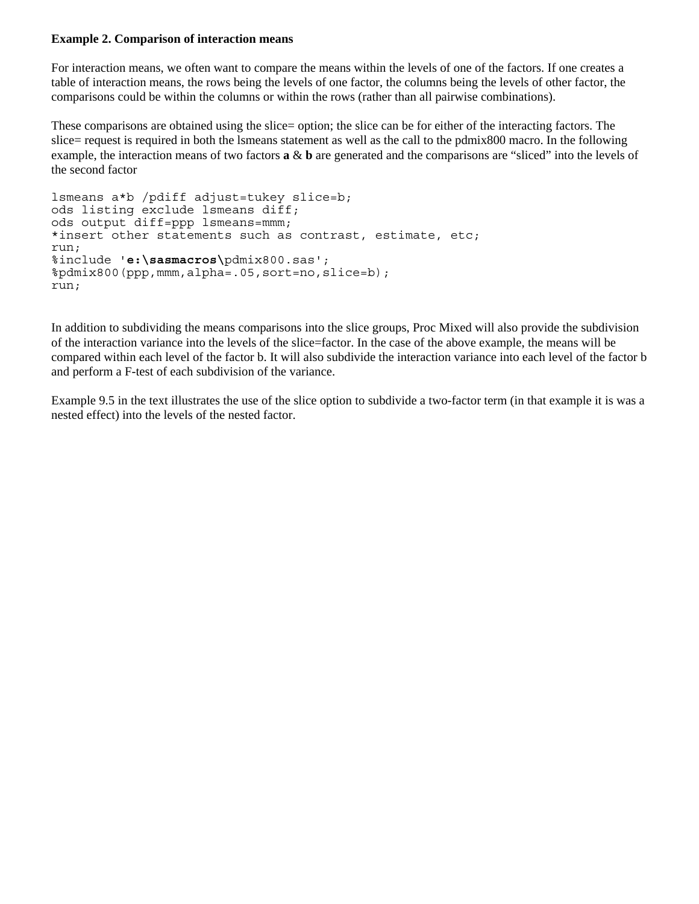**Example 2. Comparison of interaction means**

For interaction means, we often want to compare the means within the levels of one of the factors. If one creates a table of interaction means, the rows being the levels of one factor, the columns being the levels of other factor, the comparisons could be within the columns or within the rows (rather than all pairwise combinations).

These comparisons are obtained using the slice= option; the slice can be for either of the interacting factors. The slice= request is required in both the lsmeans statement as well as the call to the pdmix800 macro. In the following example, the interaction means of two factors **a** & **b** are generated and the comparisons are "sliced" into the levels of the second factor

```
lsmeans a*b /pdiff adjust=tukey slice=b;
ods listing exclude lsmeans diff;
ods output diff=ppp lsmeans=mmm;
*insert other statements such as contrast, estimate, etc;
run;
%include 'e:\sasmacros\pdmix800.sas';
%pdmix800(ppp,mmm,alpha=.05,sort=no,slice=b);
run;
```

In addition to subdividing the means comparisons into the slice groups, Proc Mixed will also provide the subdivision of the interaction variance into the levels of the slice=factor. In the case of the above example, the means will be compared within each level of the factor b. It will also subdivide the interaction variance into each level of the factor b and perform a F-test of each subdivision of the variance.

Example 9.5 in the text illustrates the use of the slice option to subdivide a two-factor term (in that example it is was a nested effect) into the levels of the nested factor.